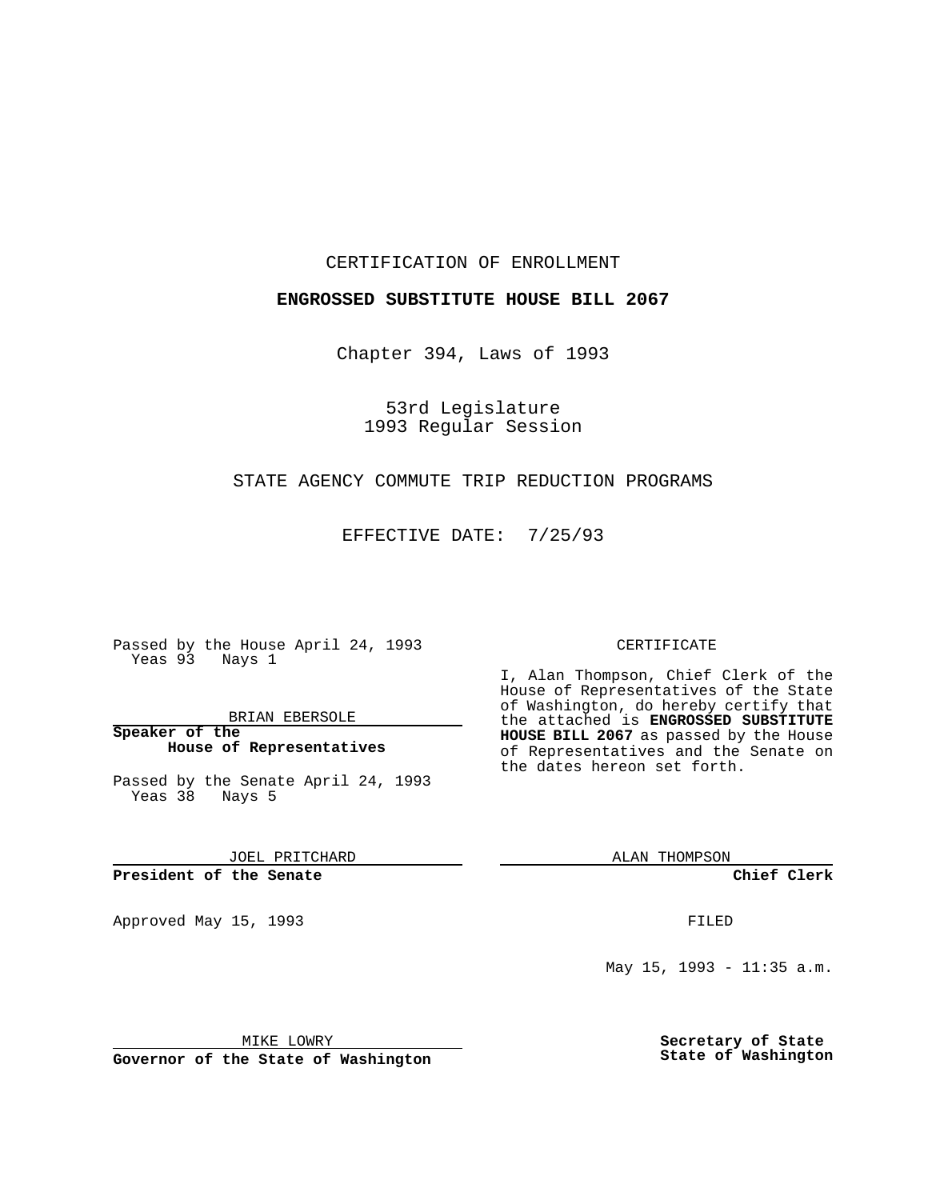CERTIFICATION OF ENROLLMENT

**ENGROSSED SUBSTITUTE HOUSE BILL 2067**

Chapter 394, Laws of 1993

53rd Legislature
1993 Regular Session

STATE AGENCY COMMUTE TRIP REDUCTION PROGRAMS

EFFECTIVE DATE: 7/25/93

Passed by the House April 24, 1993
Yeas 93 Nays 1

BRIAN EBERSOLE

**Speaker of the House of Representatives**

Passed by the Senate April 24, 1993
Yeas 38 Nays 5

JOEL PRITCHARD

**President of the Senate**

Approved May 15, 1993

MIKE LOWRY

**Governor of the State of Washington**

CERTIFICATE

I, Alan Thompson, Chief Clerk of the House of Representatives of the State of Washington, do hereby certify that the attached is **ENGROSSED SUBSTITUTE HOUSE BILL 2067** as passed by the House of Representatives and the Senate on the dates hereon set forth.

ALAN THOMPSON

**Chief Clerk**

FILED

May 15, 1993 - 11:35 a.m.

**Secretary of State**
**State of Washington**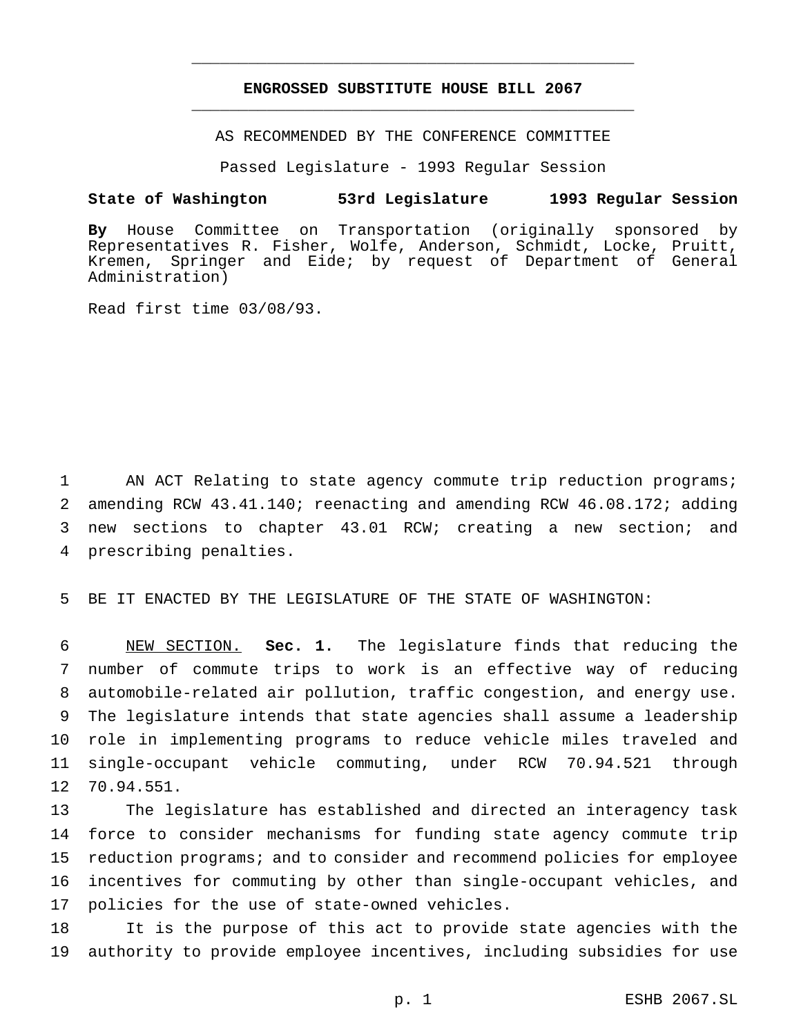# ENGROSSED SUBSTITUTE HOUSE BILL 2067

AS RECOMMENDED BY THE CONFERENCE COMMITTEE

Passed Legislature - 1993 Regular Session

**State of Washington 53rd Legislature 1993 Regular Session**

**By** House Committee on Transportation (originally sponsored by Representatives R. Fisher, Wolfe, Anderson, Schmidt, Locke, Pruitt, Kremen, Springer and Eide; by request of Department of General Administration)

Read first time 03/08/93.

AN ACT Relating to state agency commute trip reduction programs; amending RCW 43.41.140; reenacting and amending RCW 46.08.172; adding new sections to chapter 43.01 RCW; creating a new section; and prescribing penalties.

BE IT ENACTED BY THE LEGISLATURE OF THE STATE OF WASHINGTON:

NEW SECTION. **Sec. 1.** The legislature finds that reducing the number of commute trips to work is an effective way of reducing automobile-related air pollution, traffic congestion, and energy use. The legislature intends that state agencies shall assume a leadership role in implementing programs to reduce vehicle miles traveled and single-occupant vehicle commuting, under RCW 70.94.521 through 70.94.551.

The legislature has established and directed an interagency task force to consider mechanisms for funding state agency commute trip reduction programs; and to consider and recommend policies for employee incentives for commuting by other than single-occupant vehicles, and policies for the use of state-owned vehicles.

It is the purpose of this act to provide state agencies with the authority to provide employee incentives, including subsidies for use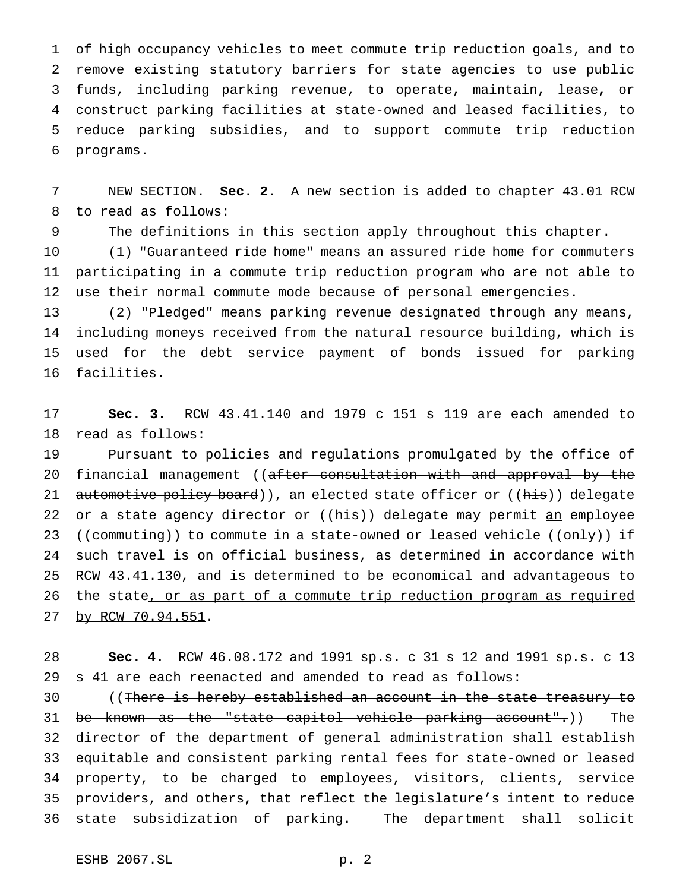of high occupancy vehicles to meet commute trip reduction goals, and to remove existing statutory barriers for state agencies to use public funds, including parking revenue, to operate, maintain, lease, or construct parking facilities at state-owned and leased facilities, to reduce parking subsidies, and to support commute trip reduction programs.

NEW SECTION. **Sec. 2.** A new section is added to chapter 43.01 RCW to read as follows:

The definitions in this section apply throughout this chapter.

(1) "Guaranteed ride home" means an assured ride home for commuters participating in a commute trip reduction program who are not able to use their normal commute mode because of personal emergencies.

(2) "Pledged" means parking revenue designated through any means, including moneys received from the natural resource building, which is used for the debt service payment of bonds issued for parking facilities.

**Sec. 3.** RCW 43.41.140 and 1979 c 151 s 119 are each amended to read as follows:

Pursuant to policies and regulations promulgated by the office of financial management ((~~after consultation with and approval by the automotive policy board~~)), an elected state officer or ((~~his~~)) delegate or a state agency director or ((~~his~~)) delegate may permit an employee ((~~commuting~~)) to commute in a state-owned or leased vehicle ((~~only~~)) if such travel is on official business, as determined in accordance with RCW 43.41.130, and is determined to be economical and advantageous to the state, or as part of a commute trip reduction program as required by RCW 70.94.551.

**Sec. 4.** RCW 46.08.172 and 1991 sp.s. c 31 s 12 and 1991 sp.s. c 13 s 41 are each reenacted and amended to read as follows:

((~~There is hereby established an account in the state treasury to be known as the "state capitol vehicle parking account".~~)) The director of the department of general administration shall establish equitable and consistent parking rental fees for state-owned or leased property, to be charged to employees, visitors, clients, service providers, and others, that reflect the legislature's intent to reduce state subsidization of parking. The department shall solicit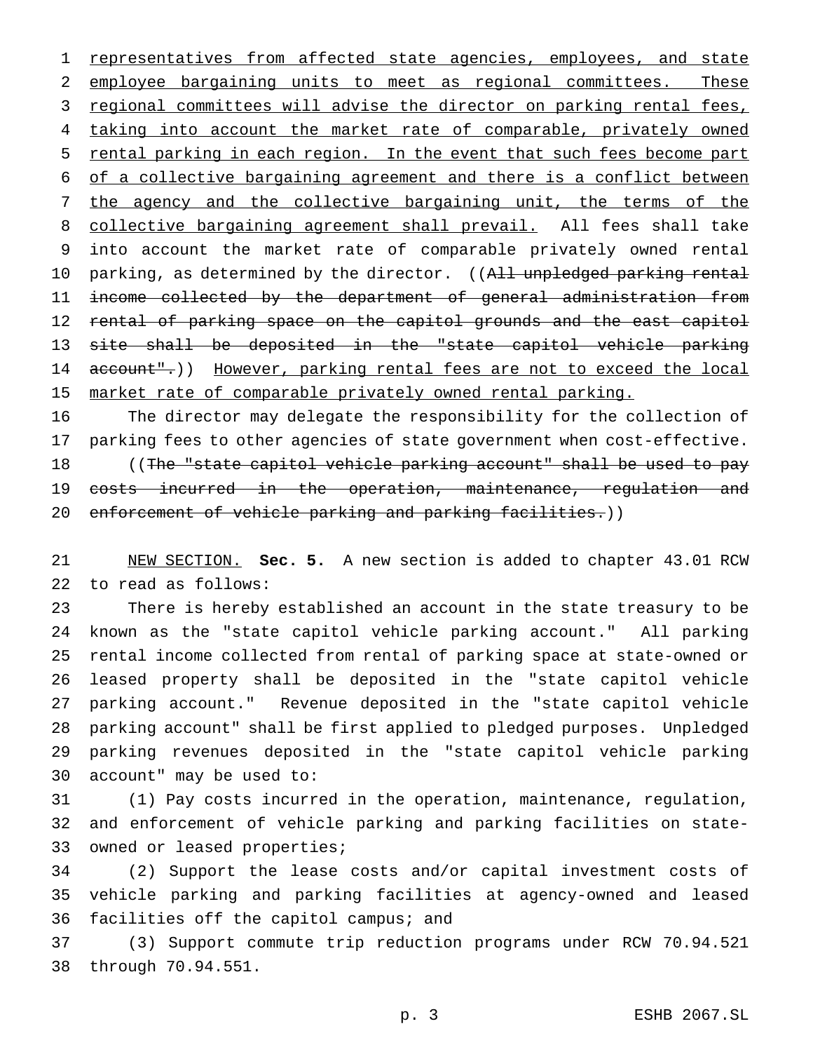representatives from affected state agencies, employees, and state employee bargaining units to meet as regional committees. These regional committees will advise the director on parking rental fees, taking into account the market rate of comparable, privately owned rental parking in each region. In the event that such fees become part of a collective bargaining agreement and there is a conflict between the agency and the collective bargaining unit, the terms of the collective bargaining agreement shall prevail. All fees shall take into account the market rate of comparable privately owned rental parking, as determined by the director. ((~~All unpledged parking rental income collected by the department of general administration from rental of parking space on the capitol grounds and the east capitol site shall be deposited in the "state capitol vehicle parking account".~~)) However, parking rental fees are not to exceed the local market rate of comparable privately owned rental parking.

The director may delegate the responsibility for the collection of parking fees to other agencies of state government when cost-effective.

((~~The "state capitol vehicle parking account" shall be used to pay costs incurred in the operation, maintenance, regulation and enforcement of vehicle parking and parking facilities.~~))

NEW SECTION. **Sec. 5.** A new section is added to chapter 43.01 RCW to read as follows:

There is hereby established an account in the state treasury to be known as the "state capitol vehicle parking account." All parking rental income collected from rental of parking space at state-owned or leased property shall be deposited in the "state capitol vehicle parking account." Revenue deposited in the "state capitol vehicle parking account" shall be first applied to pledged purposes. Unpledged parking revenues deposited in the "state capitol vehicle parking account" may be used to:

(1) Pay costs incurred in the operation, maintenance, regulation, and enforcement of vehicle parking and parking facilities on state-owned or leased properties;

(2) Support the lease costs and/or capital investment costs of vehicle parking and parking facilities at agency-owned and leased facilities off the capitol campus; and

(3) Support commute trip reduction programs under RCW 70.94.521 through 70.94.551.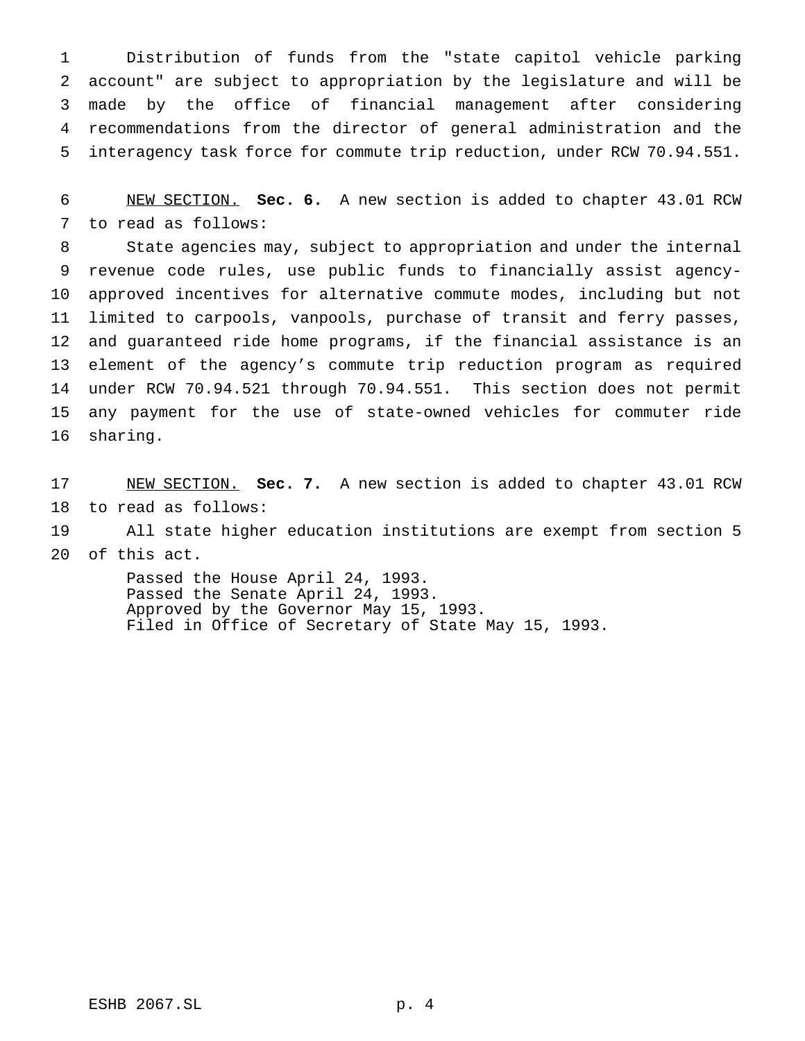Distribution of funds from the "state capitol vehicle parking account" are subject to appropriation by the legislature and will be made by the office of financial management after considering recommendations from the director of general administration and the interagency task force for commute trip reduction, under RCW 70.94.551.

NEW SECTION. **Sec. 6.** A new section is added to chapter 43.01 RCW to read as follows:

State agencies may, subject to appropriation and under the internal revenue code rules, use public funds to financially assist agency-approved incentives for alternative commute modes, including but not limited to carpools, vanpools, purchase of transit and ferry passes, and guaranteed ride home programs, if the financial assistance is an element of the agency's commute trip reduction program as required under RCW 70.94.521 through 70.94.551. This section does not permit any payment for the use of state-owned vehicles for commuter ride sharing.

NEW SECTION. **Sec. 7.** A new section is added to chapter 43.01 RCW to read as follows:

All state higher education institutions are exempt from section 5 of this act.

Passed the House April 24, 1993.
Passed the Senate April 24, 1993.
Approved by the Governor May 15, 1993.
Filed in Office of Secretary of State May 15, 1993.